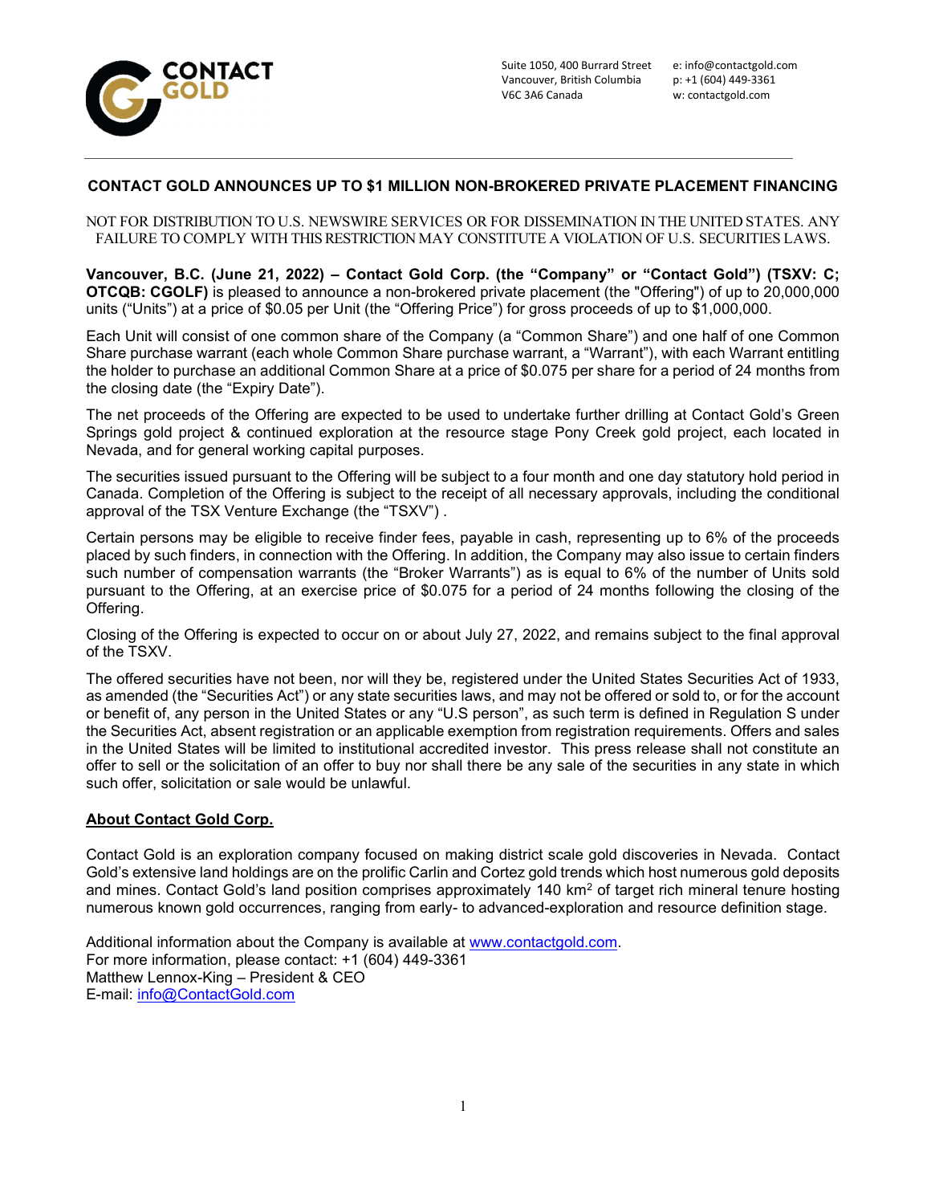Suite 1050, 400 Burrard Street
Vancouver, British Columbia
V6C 3A6 Canada

e: info@contactgold.com
p: +1 (604) 449-3361
w: contactgold.com

# CONTACT GOLD ANNOUNCES UP TO $1 MILLION NON-BROKERED PRIVATE PLACEMENT FINANCING

NOT FOR DISTRIBUTION TO U.S. NEWSWIRE SERVICES OR FOR DISSEMINATION IN THE UNITED STATES. ANY FAILURE TO COMPLY WITH THIS RESTRICTION MAY CONSTITUTE A VIOLATION OF U.S. SECURITIES LAWS.

**Vancouver, B.C. (June 21, 2022) – Contact Gold Corp. (the "Company" or "Contact Gold") (TSXV: C; OTCQB: CGOLF)** is pleased to announce a non-brokered private placement (the "Offering") of up to 20,000,000 units ("Units") at a price of $0.05 per Unit (the "Offering Price") for gross proceeds of up to $1,000,000.

Each Unit will consist of one common share of the Company (a "Common Share") and one half of one Common Share purchase warrant (each whole Common Share purchase warrant, a "Warrant"), with each Warrant entitling the holder to purchase an additional Common Share at a price of $0.075 per share for a period of 24 months from the closing date (the "Expiry Date").

The net proceeds of the Offering are expected to be used to undertake further drilling at Contact Gold's Green Springs gold project & continued exploration at the resource stage Pony Creek gold project, each located in Nevada, and for general working capital purposes.

The securities issued pursuant to the Offering will be subject to a four month and one day statutory hold period in Canada. Completion of the Offering is subject to the receipt of all necessary approvals, including the conditional approval of the TSX Venture Exchange (the "TSXV") .

Certain persons may be eligible to receive finder fees, payable in cash, representing up to 6% of the proceeds placed by such finders, in connection with the Offering. In addition, the Company may also issue to certain finders such number of compensation warrants (the "Broker Warrants") as is equal to 6% of the number of Units sold pursuant to the Offering, at an exercise price of $0.075 for a period of 24 months following the closing of the Offering.

Closing of the Offering is expected to occur on or about July 27, 2022, and remains subject to the final approval of the TSXV.

The offered securities have not been, nor will they be, registered under the United States Securities Act of 1933, as amended (the "Securities Act") or any state securities laws, and may not be offered or sold to, or for the account or benefit of, any person in the United States or any "U.S person", as such term is defined in Regulation S under the Securities Act, absent registration or an applicable exemption from registration requirements. Offers and sales in the United States will be limited to institutional accredited investor. This press release shall not constitute an offer to sell or the solicitation of an offer to buy nor shall there be any sale of the securities in any state in which such offer, solicitation or sale would be unlawful.

## About Contact Gold Corp.

Contact Gold is an exploration company focused on making district scale gold discoveries in Nevada. Contact Gold's extensive land holdings are on the prolific Carlin and Cortez gold trends which host numerous gold deposits and mines. Contact Gold's land position comprises approximately 140 $km^2$ of target rich mineral tenure hosting numerous known gold occurrences, ranging from early- to advanced-exploration and resource definition stage.

Additional information about the Company is available at www.contactgold.com.
For more information, please contact: +1 (604) 449-3361
Matthew Lennox-King – President & CEO
E-mail: info@ContactGold.com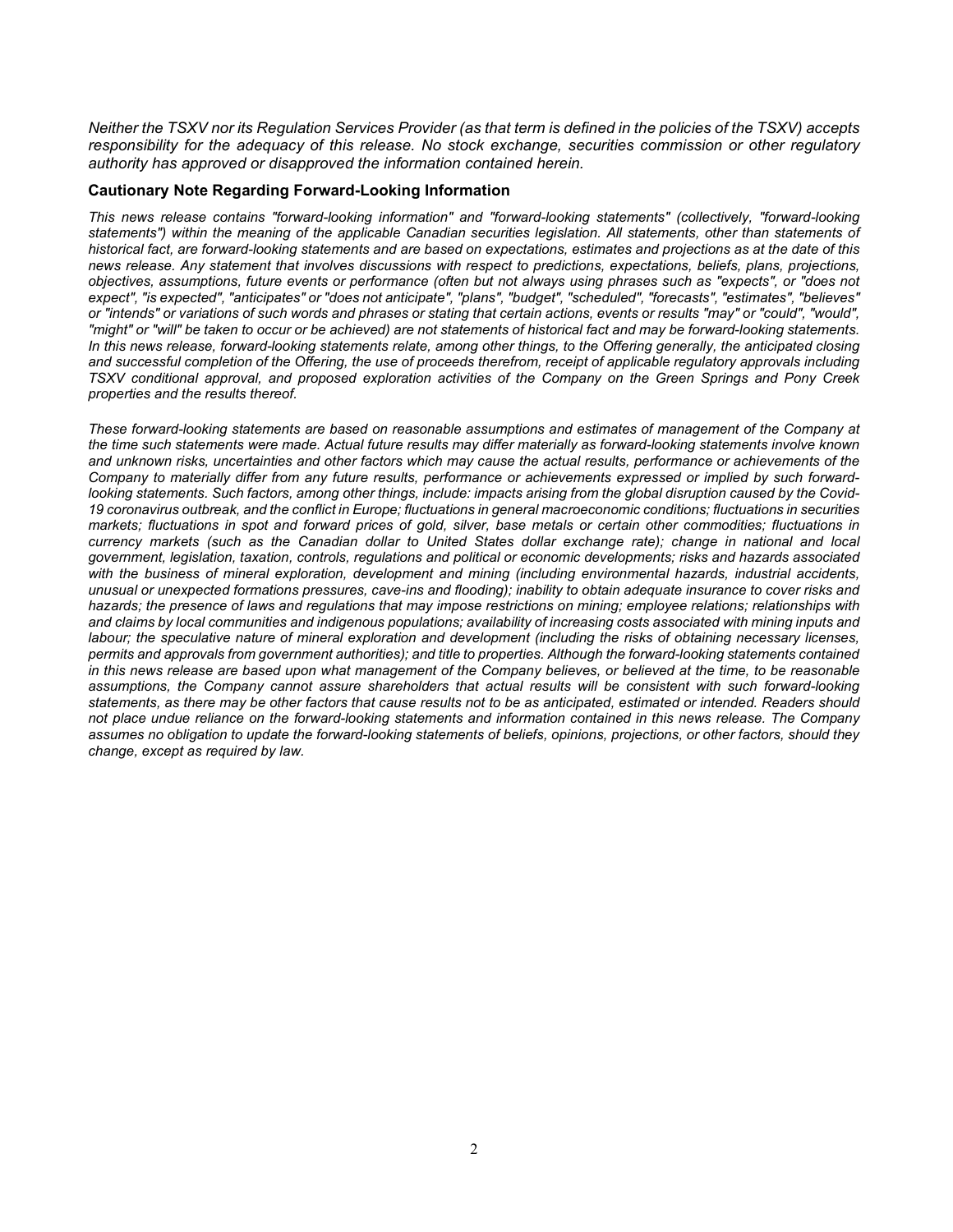*Neither the TSXV nor its Regulation Services Provider (as that term is defined in the policies of the TSXV) accepts responsibility for the adequacy of this release. No stock exchange, securities commission or other regulatory authority has approved or disapproved the information contained herein.*

**Cautionary Note Regarding Forward-Looking Information**

*This news release contains "forward-looking information" and "forward-looking statements" (collectively, "forward-looking statements") within the meaning of the applicable Canadian securities legislation. All statements, other than statements of historical fact, are forward-looking statements and are based on expectations, estimates and projections as at the date of this news release. Any statement that involves discussions with respect to predictions, expectations, beliefs, plans, projections, objectives, assumptions, future events or performance (often but not always using phrases such as "expects", or "does not expect", "is expected", "anticipates" or "does not anticipate", "plans", "budget", "scheduled", "forecasts", "estimates", "believes" or "intends" or variations of such words and phrases or stating that certain actions, events or results "may" or "could", "would", "might" or "will" be taken to occur or be achieved) are not statements of historical fact and may be forward-looking statements. In this news release, forward-looking statements relate, among other things, to the Offering generally, the anticipated closing and successful completion of the Offering, the use of proceeds therefrom, receipt of applicable regulatory approvals including TSXV conditional approval, and proposed exploration activities of the Company on the Green Springs and Pony Creek properties and the results thereof.*

*These forward-looking statements are based on reasonable assumptions and estimates of management of the Company at the time such statements were made. Actual future results may differ materially as forward-looking statements involve known and unknown risks, uncertainties and other factors which may cause the actual results, performance or achievements of the Company to materially differ from any future results, performance or achievements expressed or implied by such forward-looking statements. Such factors, among other things, include: impacts arising from the global disruption caused by the Covid-19 coronavirus outbreak, and the conflict in Europe; fluctuations in general macroeconomic conditions; fluctuations in securities markets; fluctuations in spot and forward prices of gold, silver, base metals or certain other commodities; fluctuations in currency markets (such as the Canadian dollar to United States dollar exchange rate); change in national and local government, legislation, taxation, controls, regulations and political or economic developments; risks and hazards associated with the business of mineral exploration, development and mining (including environmental hazards, industrial accidents, unusual or unexpected formations pressures, cave-ins and flooding); inability to obtain adequate insurance to cover risks and hazards; the presence of laws and regulations that may impose restrictions on mining; employee relations; relationships with and claims by local communities and indigenous populations; availability of increasing costs associated with mining inputs and labour; the speculative nature of mineral exploration and development (including the risks of obtaining necessary licenses, permits and approvals from government authorities); and title to properties. Although the forward-looking statements contained in this news release are based upon what management of the Company believes, or believed at the time, to be reasonable assumptions, the Company cannot assure shareholders that actual results will be consistent with such forward-looking statements, as there may be other factors that cause results not to be as anticipated, estimated or intended. Readers should not place undue reliance on the forward-looking statements and information contained in this news release. The Company assumes no obligation to update the forward-looking statements of beliefs, opinions, projections, or other factors, should they change, except as required by law.*